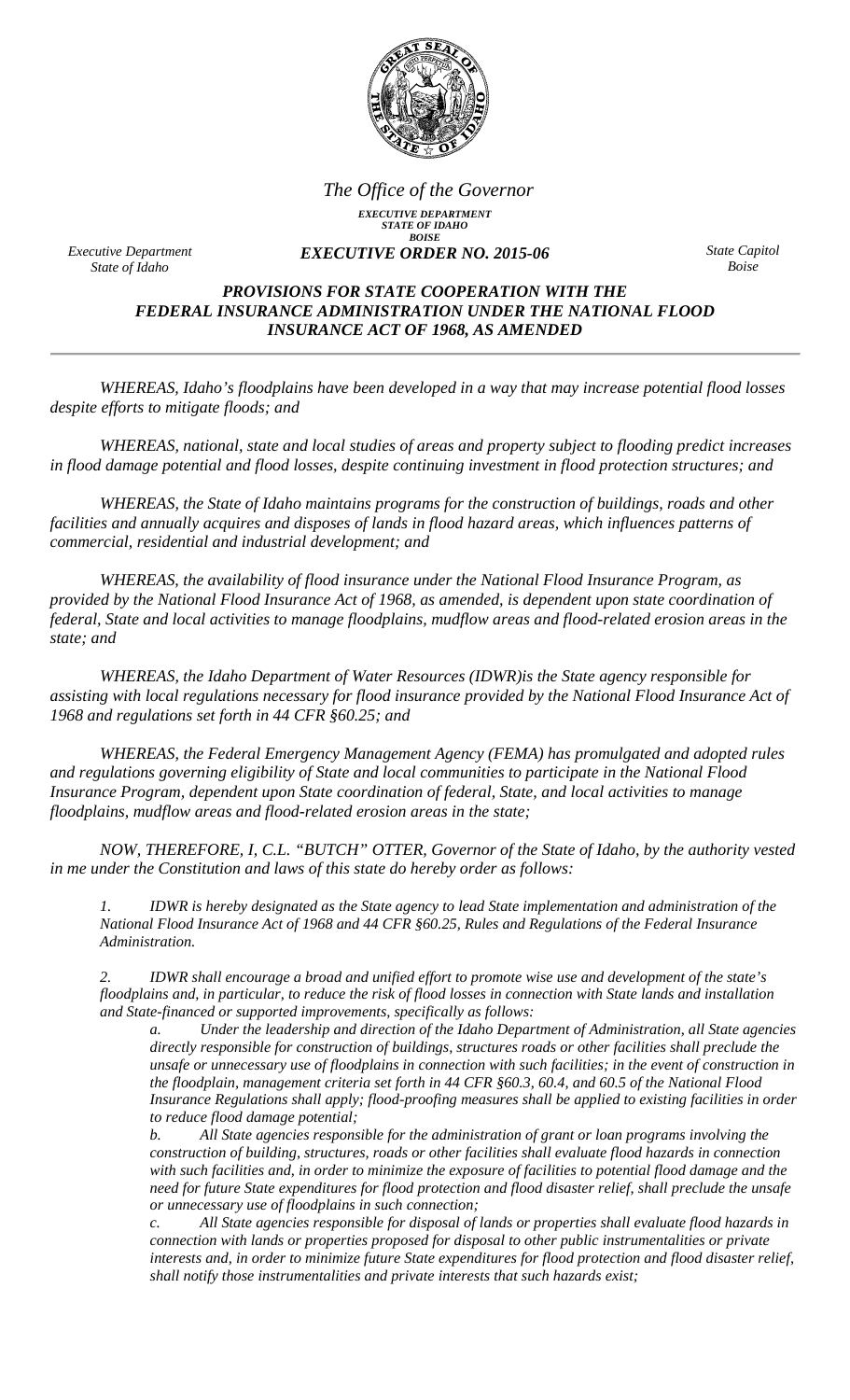*The Office of the Governor*

*EXECUTIVE DEPARTMENT*
*STATE OF IDAHO*
*BOISE*

*Executive Department*
*State of Idaho*

***EXECUTIVE ORDER NO. 2015-06***

*State Capitol*
*Boise*

## *PROVISIONS FOR STATE COOPERATION WITH THE FEDERAL INSURANCE ADMINISTRATION UNDER THE NATIONAL FLOOD INSURANCE ACT OF 1968, AS AMENDED*

*WHEREAS, Idaho's floodplains have been developed in a way that may increase potential flood losses despite efforts to mitigate floods; and*

*WHEREAS, national, state and local studies of areas and property subject to flooding predict increases in flood damage potential and flood losses, despite continuing investment in flood protection structures; and*

*WHEREAS, the State of Idaho maintains programs for the construction of buildings, roads and other facilities and annually acquires and disposes of lands in flood hazard areas, which influences patterns of commercial, residential and industrial development; and*

*WHEREAS, the availability of flood insurance under the National Flood Insurance Program, as provided by the National Flood Insurance Act of 1968, as amended, is dependent upon state coordination of federal, State and local activities to manage floodplains, mudflow areas and flood-related erosion areas in the state; and*

*WHEREAS, the Idaho Department of Water Resources (IDWR)is the State agency responsible for assisting with local regulations necessary for flood insurance provided by the National Flood Insurance Act of 1968 and regulations set forth in 44 CFR §60.25; and*

*WHEREAS, the Federal Emergency Management Agency (FEMA) has promulgated and adopted rules and regulations governing eligibility of State and local communities to participate in the National Flood Insurance Program, dependent upon State coordination of federal, State, and local activities to manage floodplains, mudflow areas and flood-related erosion areas in the state;*

*NOW, THEREFORE, I, C.L. "BUTCH" OTTER, Governor of the State of Idaho, by the authority vested in me under the Constitution and laws of this state do hereby order as follows:*

*1. IDWR is hereby designated as the State agency to lead State implementation and administration of the National Flood Insurance Act of 1968 and 44 CFR §60.25, Rules and Regulations of the Federal Insurance Administration.*

*2. IDWR shall encourage a broad and unified effort to promote wise use and development of the state's floodplains and, in particular, to reduce the risk of flood losses in connection with State lands and installation and State-financed or supported improvements, specifically as follows:*

*a. Under the leadership and direction of the Idaho Department of Administration, all State agencies directly responsible for construction of buildings, structures roads or other facilities shall preclude the unsafe or unnecessary use of floodplains in connection with such facilities; in the event of construction in the floodplain, management criteria set forth in 44 CFR §60.3, 60.4, and 60.5 of the National Flood Insurance Regulations shall apply; flood-proofing measures shall be applied to existing facilities in order to reduce flood damage potential;*

*b. All State agencies responsible for the administration of grant or loan programs involving the construction of building, structures, roads or other facilities shall evaluate flood hazards in connection with such facilities and, in order to minimize the exposure of facilities to potential flood damage and the need for future State expenditures for flood protection and flood disaster relief, shall preclude the unsafe or unnecessary use of floodplains in such connection;*

*c. All State agencies responsible for disposal of lands or properties shall evaluate flood hazards in connection with lands or properties proposed for disposal to other public instrumentalities or private interests and, in order to minimize future State expenditures for flood protection and flood disaster relief, shall notify those instrumentalities and private interests that such hazards exist;*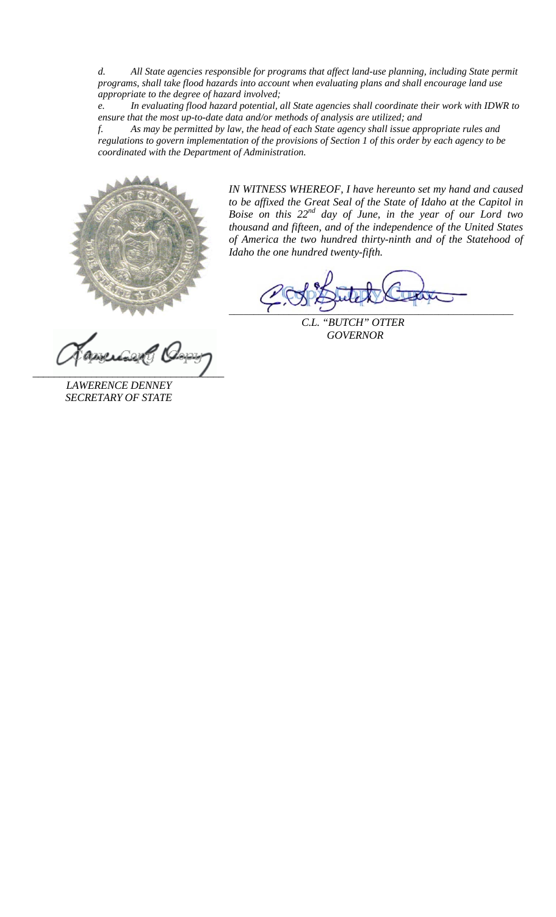*d. All State agencies responsible for programs that affect land-use planning, including State permit programs, shall take flood hazards into account when evaluating plans and shall encourage land use appropriate to the degree of hazard involved;*

*e. In evaluating flood hazard potential, all State agencies shall coordinate their work with IDWR to ensure that the most up-to-date data and/or methods of analysis are utilized; and*

*f. As may be permitted by law, the head of each State agency shall issue appropriate rules and regulations to govern implementation of the provisions of Section 1 of this order by each agency to be coordinated with the Department of Administration.*

*IN WITNESS WHEREOF, I have hereunto set my hand and caused to be affixed the Great Seal of the State of Idaho at the Capitol in Boise on this 22nd day of June, in the year of our Lord two thousand and fifteen, and of the independence of the United States of America the two hundred thirty-ninth and of the Statehood of Idaho the one hundred twenty-fifth.*

_______________________________
*C.L. "BUTCH" OTTER*
*GOVERNOR*

_______________________________
*LAWERENCE DENNEY*
*SECRETARY OF STATE*